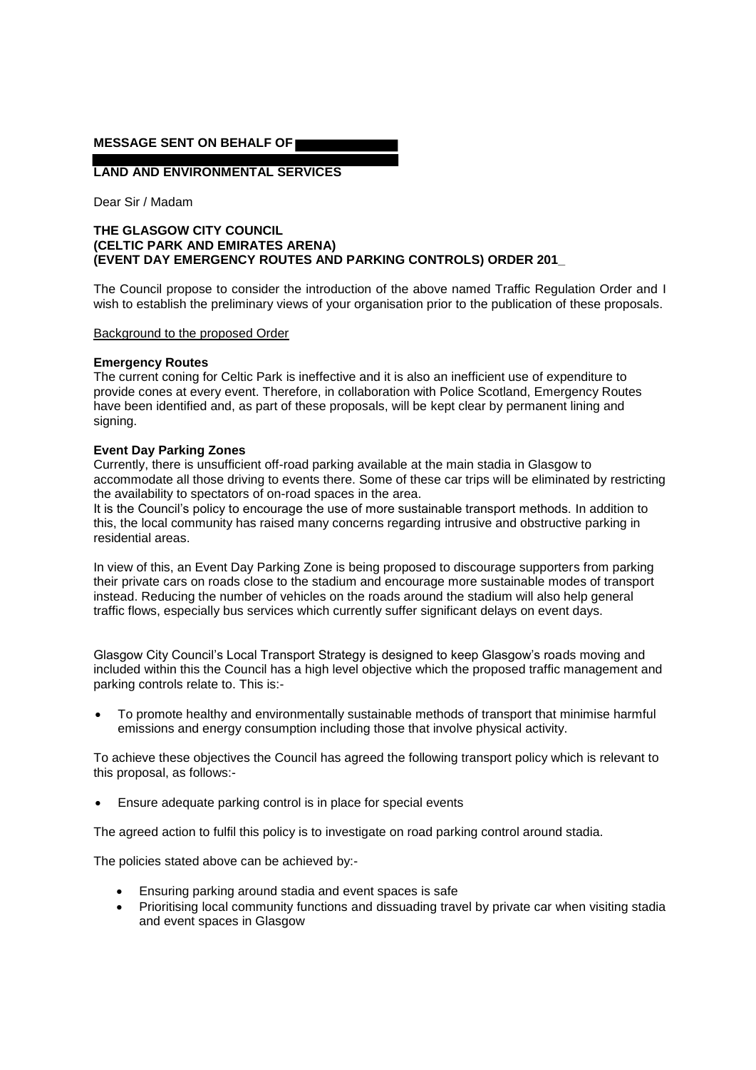**MESSAGE SENT ON BEHALF OF**

**LAND AND ENVIRONMENTAL SERVICES**

Dear Sir / Madam

**THE GLASGOW CITY COUNCIL**
**(CELTIC PARK AND EMIRATES ARENA)**
**(EVENT DAY EMERGENCY ROUTES AND PARKING CONTROLS) ORDER 201_**

The Council propose to consider the introduction of the above named Traffic Regulation Order and I wish to establish the preliminary views of your organisation prior to the publication of these proposals.

Background to the proposed Order

**Emergency Routes**
The current coning for Celtic Park is ineffective and it is also an inefficient use of expenditure to provide cones at every event. Therefore, in collaboration with Police Scotland, Emergency Routes have been identified and, as part of these proposals, will be kept clear by permanent lining and signing.

**Event Day Parking Zones**
Currently, there is unsufficient off-road parking available at the main stadia in Glasgow to accommodate all those driving to events there. Some of these car trips will be eliminated by restricting the availability to spectators of on-road spaces in the area.
It is the Council's policy to encourage the use of more sustainable transport methods. In addition to this, the local community has raised many concerns regarding intrusive and obstructive parking in residential areas.

In view of this, an Event Day Parking Zone is being proposed to discourage supporters from parking their private cars on roads close to the stadium and encourage more sustainable modes of transport instead. Reducing the number of vehicles on the roads around the stadium will also help general traffic flows, especially bus services which currently suffer significant delays on event days.

Glasgow City Council's Local Transport Strategy is designed to keep Glasgow's roads moving and included within this the Council has a high level objective which the proposed traffic management and parking controls relate to. This is:-

- To promote healthy and environmentally sustainable methods of transport that minimise harmful emissions and energy consumption including those that involve physical activity.

To achieve these objectives the Council has agreed the following transport policy which is relevant to this proposal, as follows:-

- Ensure adequate parking control is in place for special events

The agreed action to fulfil this policy is to investigate on road parking control around stadia.

The policies stated above can be achieved by:-

- Ensuring parking around stadia and event spaces is safe
- Prioritising local community functions and dissuading travel by private car when visiting stadia and event spaces in Glasgow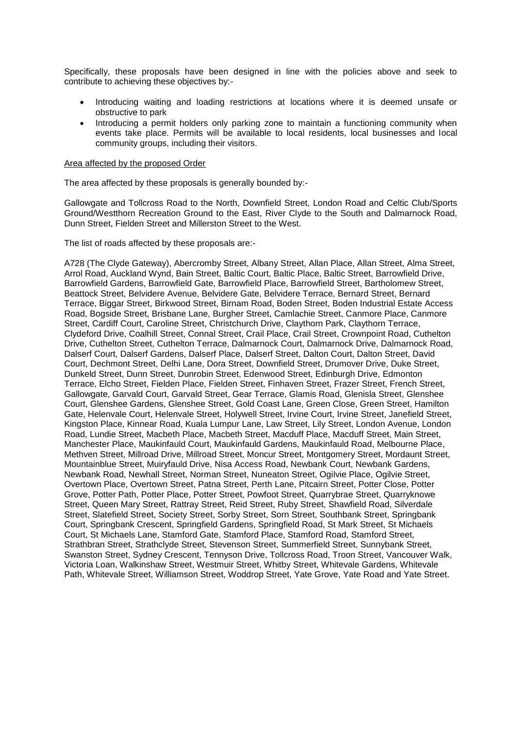Specifically, these proposals have been designed in line with the policies above and seek to contribute to achieving these objectives by:-

- Introducing waiting and loading restrictions at locations where it is deemed unsafe or obstructive to park
- Introducing a permit holders only parking zone to maintain a functioning community when events take place. Permits will be available to local residents, local businesses and local community groups, including their visitors.

<u>Area affected by the proposed Order</u>

The area affected by these proposals is generally bounded by:-

Gallowgate and Tollcross Road to the North, Downfield Street, London Road and Celtic Club/Sports Ground/Westthorn Recreation Ground to the East, River Clyde to the South and Dalmarnock Road, Dunn Street, Fielden Street and Millerston Street to the West.

The list of roads affected by these proposals are:-

A728 (The Clyde Gateway), Abercromby Street, Albany Street, Allan Place, Allan Street, Alma Street, Arrol Road, Auckland Wynd, Bain Street, Baltic Court, Baltic Place, Baltic Street, Barrowfield Drive, Barrowfield Gardens, Barrowfield Gate, Barrowfield Place, Barrowfield Street, Bartholomew Street, Beattock Street, Belvidere Avenue, Belvidere Gate, Belvidere Terrace, Bernard Street, Bernard Terrace, Biggar Street, Birkwood Street, Birnam Road, Boden Street, Boden Industrial Estate Access Road, Bogside Street, Brisbane Lane, Burgher Street, Camlachie Street, Canmore Place, Canmore Street, Cardiff Court, Caroline Street, Christchurch Drive, Claythorn Park, Claythorn Terrace, Clydeford Drive, Coalhill Street, Connal Street, Crail Place, Crail Street, Crownpoint Road, Cuthelton Drive, Cuthelton Street, Cuthelton Terrace, Dalmarnock Court, Dalmarnock Drive, Dalmarnock Road, Dalserf Court, Dalserf Gardens, Dalserf Place, Dalserf Street, Dalton Court, Dalton Street, David Court, Dechmont Street, Delhi Lane, Dora Street, Downfield Street, Drumover Drive, Duke Street, Dunkeld Street, Dunn Street, Dunrobin Street, Edenwood Street, Edinburgh Drive, Edmonton Terrace, Elcho Street, Fielden Place, Fielden Street, Finhaven Street, Frazer Street, French Street, Gallowgate, Garvald Court, Garvald Street, Gear Terrace, Glamis Road, Glenisla Street, Glenshee Court, Glenshee Gardens, Glenshee Street, Gold Coast Lane, Green Close, Green Street, Hamilton Gate, Helenvale Court, Helenvale Street, Holywell Street, Irvine Court, Irvine Street, Janefield Street, Kingston Place, Kinnear Road, Kuala Lumpur Lane, Law Street, Lily Street, London Avenue, London Road, Lundie Street, Macbeth Place, Macbeth Street, Macduff Place, Macduff Street, Main Street, Manchester Place, Maukinfauld Court, Maukinfauld Gardens, Maukinfauld Road, Melbourne Place, Methven Street, Millroad Drive, Millroad Street, Moncur Street, Montgomery Street, Mordaunt Street, Mountainblue Street, Muiryfauld Drive, Nisa Access Road, Newbank Court, Newbank Gardens, Newbank Road, Newhall Street, Norman Street, Nuneaton Street, Ogilvie Place, Ogilvie Street, Overtown Place, Overtown Street, Patna Street, Perth Lane, Pitcairn Street, Potter Close, Potter Grove, Potter Path, Potter Place, Potter Street, Powfoot Street, Quarrybrae Street, Quarryknowe Street, Queen Mary Street, Rattray Street, Reid Street, Ruby Street, Shawfield Road, Silverdale Street, Slatefield Street, Society Street, Sorby Street, Sorn Street, Southbank Street, Springbank Court, Springbank Crescent, Springfield Gardens, Springfield Road, St Mark Street, St Michaels Court, St Michaels Lane, Stamford Gate, Stamford Place, Stamford Road, Stamford Street, Strathbran Street, Strathclyde Street, Stevenson Street, Summerfield Street, Sunnybank Street, Swanston Street, Sydney Crescent, Tennyson Drive, Tollcross Road, Troon Street, Vancouver Walk, Victoria Loan, Walkinshaw Street, Westmuir Street, Whitby Street, Whitevale Gardens, Whitevale Path, Whitevale Street, Williamson Street, Woddrop Street, Yate Grove, Yate Road and Yate Street.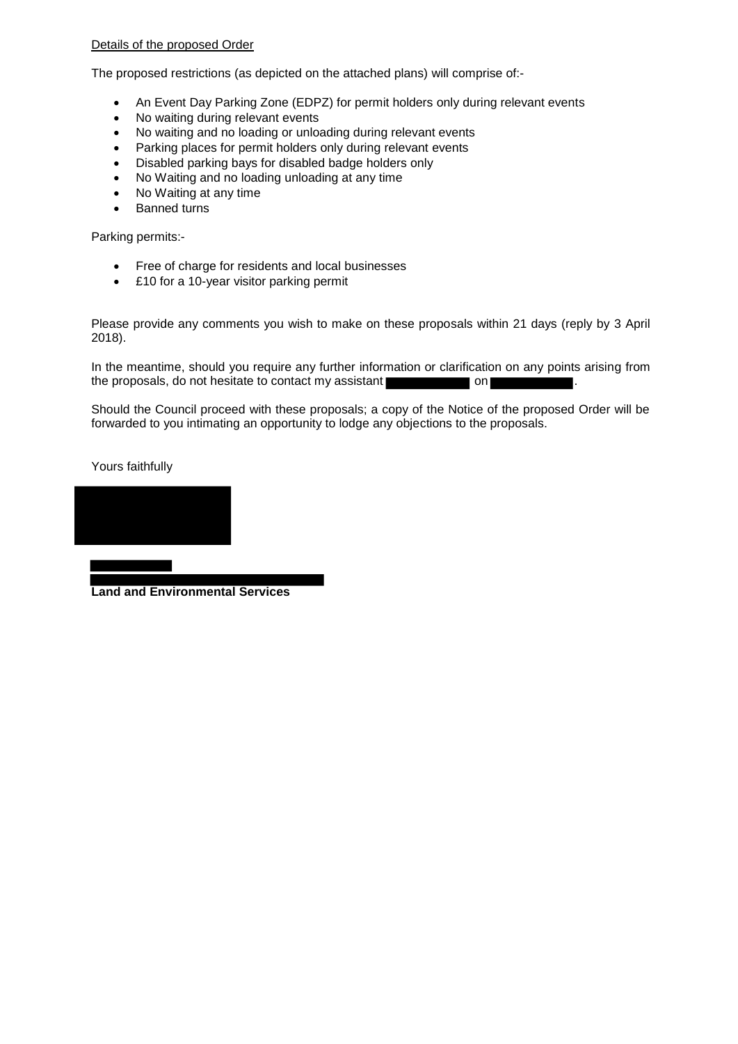Details of the proposed Order

The proposed restrictions (as depicted on the attached plans) will comprise of:-

- An Event Day Parking Zone (EDPZ) for permit holders only during relevant events
- No waiting during relevant events
- No waiting and no loading or unloading during relevant events
- Parking places for permit holders only during relevant events
- Disabled parking bays for disabled badge holders only
- No Waiting and no loading unloading at any time
- No Waiting at any time
- Banned turns

Parking permits:-

- Free of charge for residents and local businesses
- £10 for a 10-year visitor parking permit

Please provide any comments you wish to make on these proposals within 21 days (reply by 3 April 2018).

In the meantime, should you require any further information or clarification on any points arising from the proposals, do not hesitate to contact my assistant [redacted] on [redacted].

Should the Council proceed with these proposals; a copy of the Notice of the proposed Order will be forwarded to you intimating an opportunity to lodge any objections to the proposals.

Yours faithfully

[redacted]

[redacted]

**Land and Environmental Services**